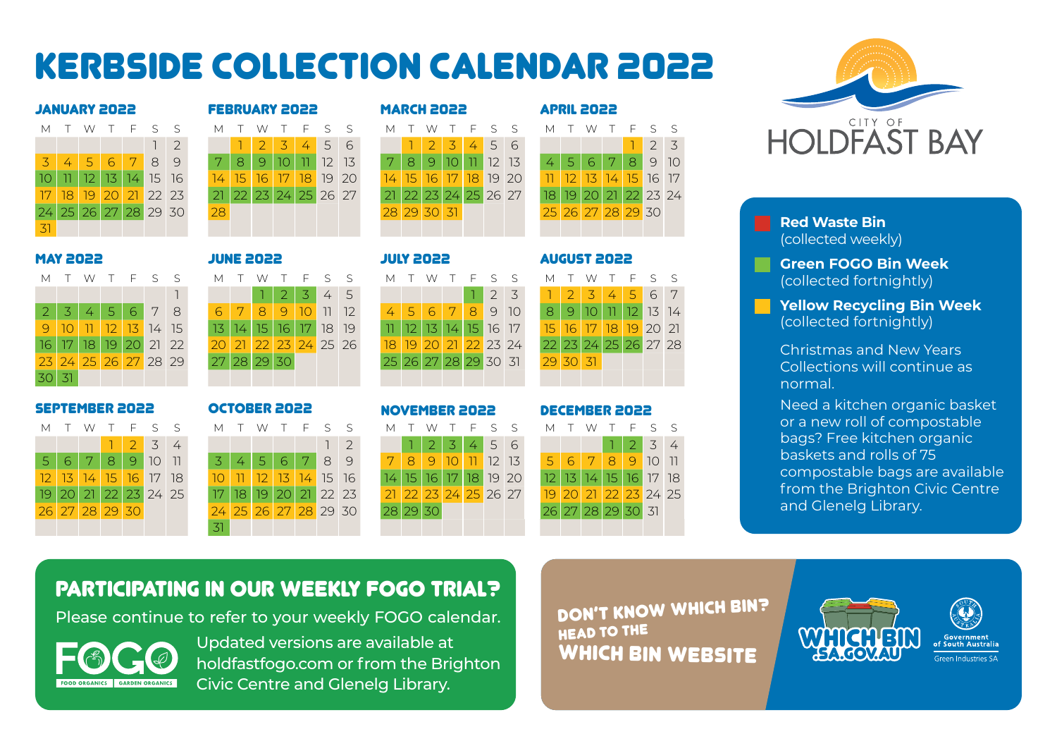# KERBSIDE COLLECTION CALENDAR 2022

## JANUARY 2022

| M | T | W | T | F | S | S |
|---|---|---|---|---|---|---|
| | | | | | 1 | 2 |
| 3 | 4 | 5 | 6 | 7 | 8 | 9 |
| 10 | 11 | 12 | 13 | 14 | 15 | 16 |
| 17 | 18 | 19 | 20 | 21 | 22 | 23 |
| 24 | 25 | 26 | 27 | 28 | 29 | 30 |
| 31 | | | | | | |

## FEBRUARY 2022

| M | T | W | T | F | S | S |
|---|---|---|---|---|---|---|
| | 1 | 2 | 3 | 4 | 5 | 6 |
| 7 | 8 | 9 | 10 | 11 | 12 | 13 |
| 14 | 15 | 16 | 17 | 18 | 19 | 20 |
| 21 | 22 | 23 | 24 | 25 | 26 | 27 |
| 28 | | | | | | |

## MARCH 2022

| M | T | W | T | F | S | S |
|---|---|---|---|---|---|---|
| | 1 | 2 | 3 | 4 | 5 | 6 |
| 7 | 8 | 9 | 10 | 11 | 12 | 13 |
| 14 | 15 | 16 | 17 | 18 | 19 | 20 |
| 21 | 22 | 23 | 24 | 25 | 26 | 27 |
| 28 | 29 | 30 | 31 | | | |

## APRIL 2022

| M | T | W | T | F | S | S |
|---|---|---|---|---|---|---|
| | | | | 1 | 2 | 3 |
| 4 | 5 | 6 | 7 | 8 | 9 | 10 |
| 11 | 12 | 13 | 14 | 15 | 16 | 17 |
| 18 | 19 | 20 | 21 | 22 | 23 | 24 |
| 25 | 26 | 27 | 28 | 29 | 30 | |

## MAY 2022

| M | T | W | T | F | S | S |
|---|---|---|---|---|---|---|
| | | | | | | 1 |
| 2 | 3 | 4 | 5 | 6 | 7 | 8 |
| 9 | 10 | 11 | 12 | 13 | 14 | 15 |
| 16 | 17 | 18 | 19 | 20 | 21 | 22 |
| 23 | 24 | 25 | 26 | 27 | 28 | 29 |
| 30 | 31 | | | | | |

## JUNE 2022

| M | T | W | T | F | S | S |
|---|---|---|---|---|---|---|
| | | 1 | 2 | 3 | 4 | 5 |
| 6 | 7 | 8 | 9 | 10 | 11 | 12 |
| 13 | 14 | 15 | 16 | 17 | 18 | 19 |
| 20 | 21 | 22 | 23 | 24 | 25 | 26 |
| 27 | 28 | 29 | 30 | | | |

## JULY 2022

| M | T | W | T | F | S | S |
|---|---|---|---|---|---|---|
| | | | | 1 | 2 | 3 |
| 4 | 5 | 6 | 7 | 8 | 9 | 10 |
| 11 | 12 | 13 | 14 | 15 | 16 | 17 |
| 18 | 19 | 20 | 21 | 22 | 23 | 24 |
| 25 | 26 | 27 | 28 | 29 | 30 | 31 |

## AUGUST 2022

| M | T | W | T | F | S | S |
|---|---|---|---|---|---|---|
| 1 | 2 | 3 | 4 | 5 | 6 | 7 |
| 8 | 9 | 10 | 11 | 12 | 13 | 14 |
| 15 | 16 | 17 | 18 | 19 | 20 | 21 |
| 22 | 23 | 24 | 25 | 26 | 27 | 28 |
| 29 | 30 | 31 | | | | |

## SEPTEMBER 2022

| M | T | W | T | F | S | S |
|---|---|---|---|---|---|---|
| | | | 1 | 2 | 3 | 4 |
| 5 | 6 | 7 | 8 | 9 | 10 | 11 |
| 12 | 13 | 14 | 15 | 16 | 17 | 18 |
| 19 | 20 | 21 | 22 | 23 | 24 | 25 |
| 26 | 27 | 28 | 29 | 30 | | |

## OCTOBER 2022

| M | T | W | T | F | S | S |
|---|---|---|---|---|---|---|
| | | | | | 1 | 2 |
| 3 | 4 | 5 | 6 | 7 | 8 | 9 |
| 10 | 11 | 12 | 13 | 14 | 15 | 16 |
| 17 | 18 | 19 | 20 | 21 | 22 | 23 |
| 24 | 25 | 26 | 27 | 28 | 29 | 30 |
| 31 | | | | | | |

## NOVEMBER 2022

| M | T | W | T | F | S | S |
|---|---|---|---|---|---|---|
| | 1 | 2 | 3 | 4 | 5 | 6 |
| 7 | 8 | 9 | 10 | 11 | 12 | 13 |
| 14 | 15 | 16 | 17 | 18 | 19 | 20 |
| 21 | 22 | 23 | 24 | 25 | 26 | 27 |
| 28 | 29 | 30 | | | | |

## DECEMBER 2022

| M | T | W | T | F | S | S |
|---|---|---|---|---|---|---|
| | | | 1 | 2 | 3 | 4 |
| 5 | 6 | 7 | 8 | 9 | 10 | 11 |
| 12 | 13 | 14 | 15 | 16 | 17 | 18 |
| 19 | 20 | 21 | 22 | 23 | 24 | 25 |
| 26 | 27 | 28 | 29 | 30 | 31 | |

CITY OF HOLDFAST BAY

- **Red Waste Bin** (collected weekly)
- **Green FOGO Bin Week** (collected fortnightly)
- **Yellow Recycling Bin Week** (collected fortnightly)

Christmas and New Years Collections will continue as normal.

Need a kitchen organic basket or a new roll of compostable bags? Free kitchen organic baskets and rolls of 75 compostable bags are available from the Brighton Civic Centre and Glenelg Library.

## PARTICIPATING IN OUR WEEKLY FOGO TRIAL?

Please continue to refer to your weekly FOGO calendar.

FOGO — FOOD ORGANICS | GARDEN ORGANICS

Updated versions are available at holdfastfogo.com or from the Brighton Civic Centre and Glenelg Library.

**DON'T KNOW WHICH BIN? HEAD TO THE WHICH BIN WEBSITE**

WHICH BIN .SA.GOV.AU

Government of South Australia — Green Industries SA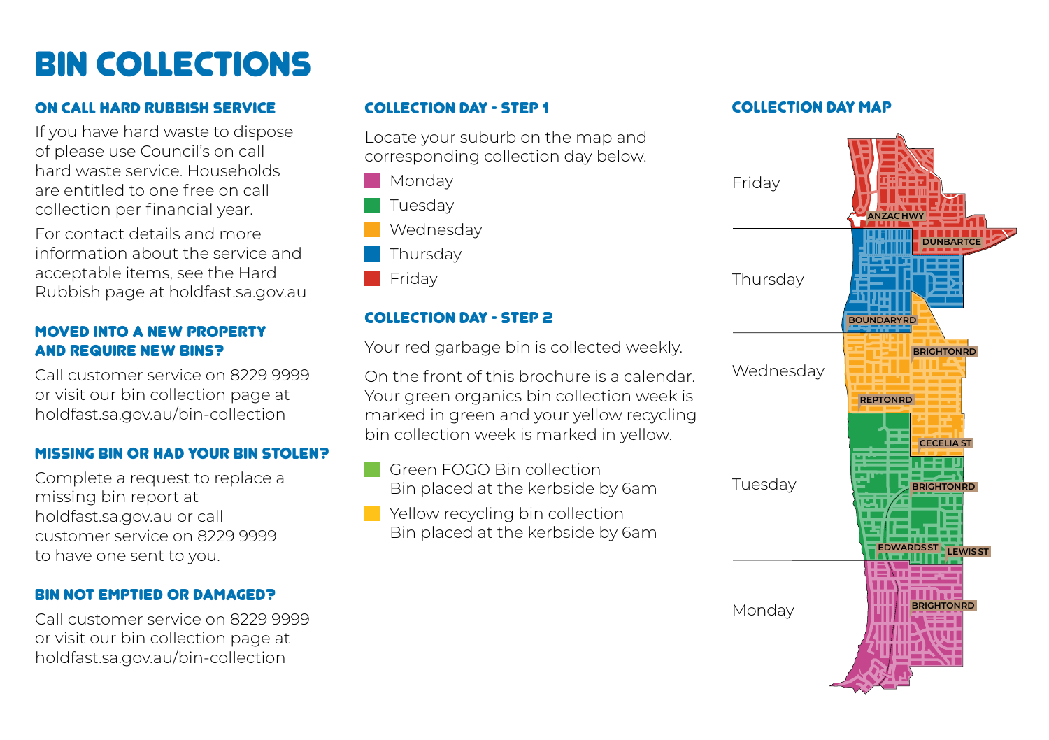# BIN COLLECTIONS

### ON CALL HARD RUBBISH SERVICE

If you have hard waste to dispose of please use Council's on call hard waste service. Households are entitled to one free on call collection per financial year.

For contact details and more information about the service and acceptable items, see the Hard Rubbish page at holdfast.sa.gov.au

### MOVED INTO A NEW PROPERTY AND REQUIRE NEW BINS?

Call customer service on 8229 9999 or visit our bin collection page at holdfast.sa.gov.au/bin-collection

### MISSING BIN OR HAD YOUR BIN STOLEN?

Complete a request to replace a missing bin report at holdfast.sa.gov.au or call customer service on 8229 9999 to have one sent to you.

### BIN NOT EMPTIED OR DAMAGED?

Call customer service on 8229 9999 or visit our bin collection page at holdfast.sa.gov.au/bin-collection

### COLLECTION DAY - STEP 1

Locate your suburb on the map and corresponding collection day below.

- Monday
- Tuesday
- Wednesday
- Thursday
- Friday

### COLLECTION DAY - STEP 2

Your red garbage bin is collected weekly.

On the front of this brochure is a calendar. Your green organics bin collection week is marked in green and your yellow recycling bin collection week is marked in yellow.

- Green FOGO Bin collection
  Bin placed at the kerbside by 6am
- Yellow recycling bin collection
  Bin placed at the kerbside by 6am

### COLLECTION DAY MAP

Friday

ANZAC HWY

DUNBAR TCE

Thursday

BOUNDARY RD

Wednesday

BRIGHTON RD

REPTON RD

CECELIA ST

Tuesday

BRIGHTON RD

EDWARDS ST

LEWIS ST

Monday

BRIGHTON RD